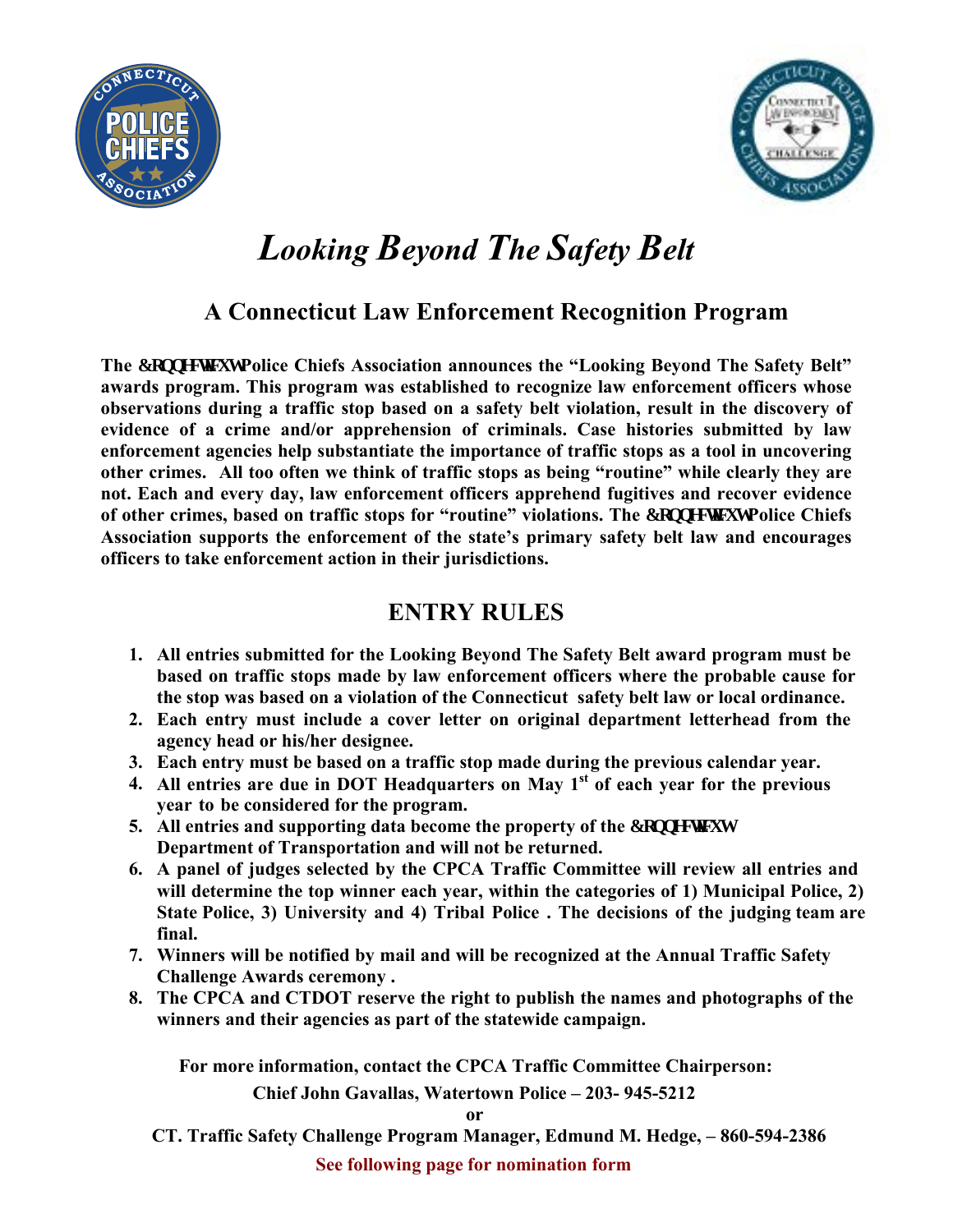# *Looking Beyond The Safety Belt*

## A Connecticut Law Enforcement Recognition Program

**The Connecticut Police Chiefs Association announces the "Looking Beyond The Safety Belt" awards program. This program was established to recognize law enforcement officers whose observations during a traffic stop based on a safety belt violation, result in the discovery of evidence of a crime and/or apprehension of criminals. Case histories submitted by law enforcement agencies help substantiate the importance of traffic stops as a tool in uncovering other crimes. All too often we think of traffic stops as being "routine" while clearly they are not. Each and every day, law enforcement officers apprehend fugitives and recover evidence of other crimes, based on traffic stops for "routine" violations. The Connecticut Police Chiefs Association supports the enforcement of the state's primary safety belt law and encourages officers to take enforcement action in their jurisdictions.**

## ENTRY RULES

1. **All entries submitted for the Looking Beyond The Safety Belt award program must be based on traffic stops made by law enforcement officers where the probable cause for the stop was based on a violation of the Connecticut safety belt law or local ordinance.**
2. **Each entry must include a cover letter on original department letterhead from the agency head or his/her designee.**
3. **Each entry must be based on a traffic stop made during the previous calendar year.**
4. **All entries are due in DOT Headquarters on May 1st of each year for the previous year to be considered for the program.**
5. **All entries and supporting data become the property of the Connecticut Department of Transportation and will not be returned.**
6. **A panel of judges selected by the CPCA Traffic Committee will review all entries and will determine the top winner each year, within the categories of 1) Municipal Police, 2) State Police, 3) University and 4) Tribal Police . The decisions of the judging team are final.**
7. **Winners will be notified by mail and will be recognized at the Annual Traffic Safety Challenge Awards ceremony .**
8. **The CPCA and CTDOT reserve the right to publish the names and photographs of the winners and their agencies as part of the statewide campaign.**

**For more information, contact the CPCA Traffic Committee Chairperson:**

**Chief John Gavallas, Watertown Police – 203- 945-5212**

**or**

**CT. Traffic Safety Challenge Program Manager, Edmund M. Hedge, – 860-594-2386**

**See following page for nomination form**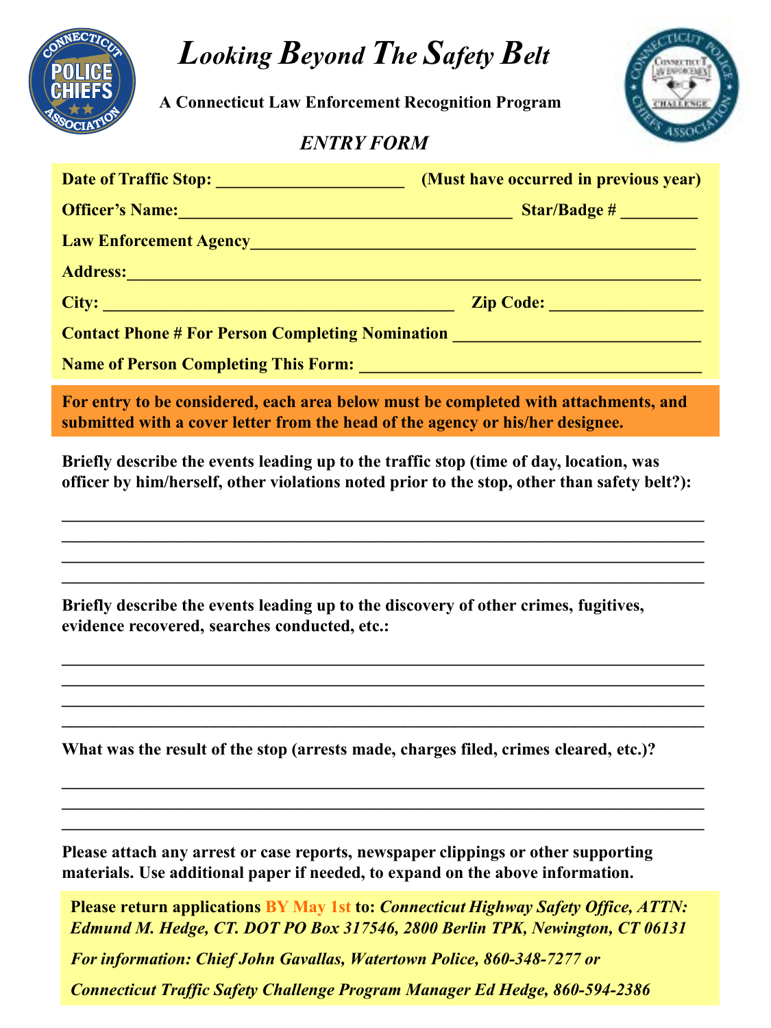# *Looking Beyond The Safety Belt*

**A Connecticut Law Enforcement Recognition Program**

***ENTRY FORM***

**Date of Traffic Stop:** ______________________ **(Must have occurred in previous year)**

**Officer's Name:**________________________________________ **Star/Badge #** _________

**Law Enforcement Agency**______________________________________________________

**Address:**______________________________________________________________

**City:** _________________________________________ **Zip Code:** _________________

**Contact Phone # For Person Completing Nomination** _____________________________

**Name of Person Completing This Form:** ______________________________________

**For entry to be considered, each area below must be completed with attachments, and submitted with a cover letter from the head of the agency or his/her designee.**

**Briefly describe the events leading up to the traffic stop (time of day, location, was officer by him/herself, other violations noted prior to the stop, other than safety belt?):**

____________________________________________________________________________
____________________________________________________________________________
____________________________________________________________________________
____________________________________________________________________________

**Briefly describe the events leading up to the discovery of other crimes, fugitives, evidence recovered, searches conducted, etc.:**

____________________________________________________________________________
____________________________________________________________________________
____________________________________________________________________________
____________________________________________________________________________

**What was the result of the stop (arrests made, charges filed, crimes cleared, etc.)?**

____________________________________________________________________________
____________________________________________________________________________
____________________________________________________________________________

**Please attach any arrest or case reports, newspaper clippings or other supporting materials. Use additional paper if needed, to expand on the above information.**

**Please return applications BY May 1st to:** ***Connecticut Highway Safety Office, ATTN: Edmund M. Hedge, CT. DOT PO Box 317546, 2800 Berlin TPK, Newington, CT 06131***

***For information: Chief John Gavallas, Watertown Police, 860-348-7277 or***

***Connecticut Traffic Safety Challenge Program Manager Ed Hedge, 860-594-2386***